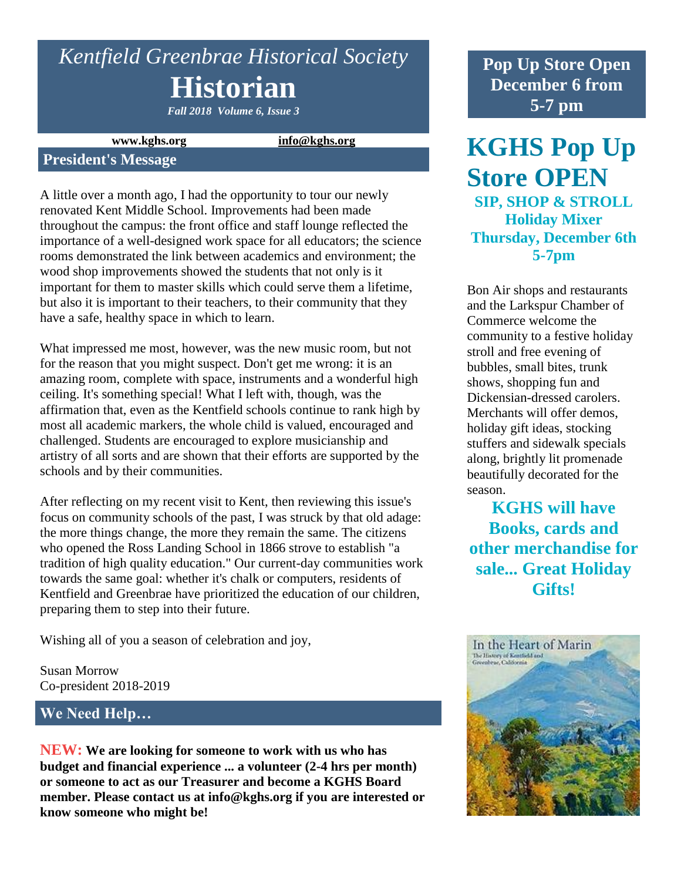# *Kentfield Greenbrae Historical Society*

# Historian

*Fall 2018 Volume 6, Issue 3*

www.kghs.org info@kghs.org

## President's Message

A little over a month ago, I had the opportunity to tour our newly renovated Kent Middle School. Improvements had been made throughout the campus: the front office and staff lounge reflected the importance of a well-designed work space for all educators; the science rooms demonstrated the link between academics and environment; the wood shop improvements showed the students that not only is it important for them to master skills which could serve them a lifetime, but also it is important to their teachers, to their community that they have a safe, healthy space in which to learn.

What impressed me most, however, was the new music room, but not for the reason that you might suspect. Don't get me wrong: it is an amazing room, complete with space, instruments and a wonderful high ceiling. It's something special! What I left with, though, was the affirmation that, even as the Kentfield schools continue to rank high by most all academic markers, the whole child is valued, encouraged and challenged. Students are encouraged to explore musicianship and artistry of all sorts and are shown that their efforts are supported by the schools and by their communities.

After reflecting on my recent visit to Kent, then reviewing this issue's focus on community schools of the past, I was struck by that old adage: the more things change, the more they remain the same. The citizens who opened the Ross Landing School in 1866 strove to establish "a tradition of high quality education." Our current-day communities work towards the same goal: whether it's chalk or computers, residents of Kentfield and Greenbrae have prioritized the education of our children, preparing them to step into their future.

Wishing all of you a season of celebration and joy,

Susan Morrow
Co-president 2018-2019

## We Need Help…

**NEW: We are looking for someone to work with us who has budget and financial experience ... a volunteer (2-4 hrs per month) or someone to act as our Treasurer and become a KGHS Board member. Please contact us at info@kghs.org if you are interested or know someone who might be!**

**Pop Up Store Open December 6 from 5-7 pm**

# KGHS Pop Up Store OPEN

**SIP, SHOP & STROLL**
**Holiday Mixer**
**Thursday, December 6th**
**5-7pm**

Bon Air shops and restaurants and the Larkspur Chamber of Commerce welcome the community to a festive holiday stroll and free evening of bubbles, small bites, trunk shows, shopping fun and Dickensian-dressed carolers. Merchants will offer demos, holiday gift ideas, stocking stuffers and sidewalk specials along, brightly lit promenade beautifully decorated for the season.

**KGHS will have Books, cards and other merchandise for sale... Great Holiday Gifts!**

In the Heart of Marin
The History of Kentfield and Greenbrae, California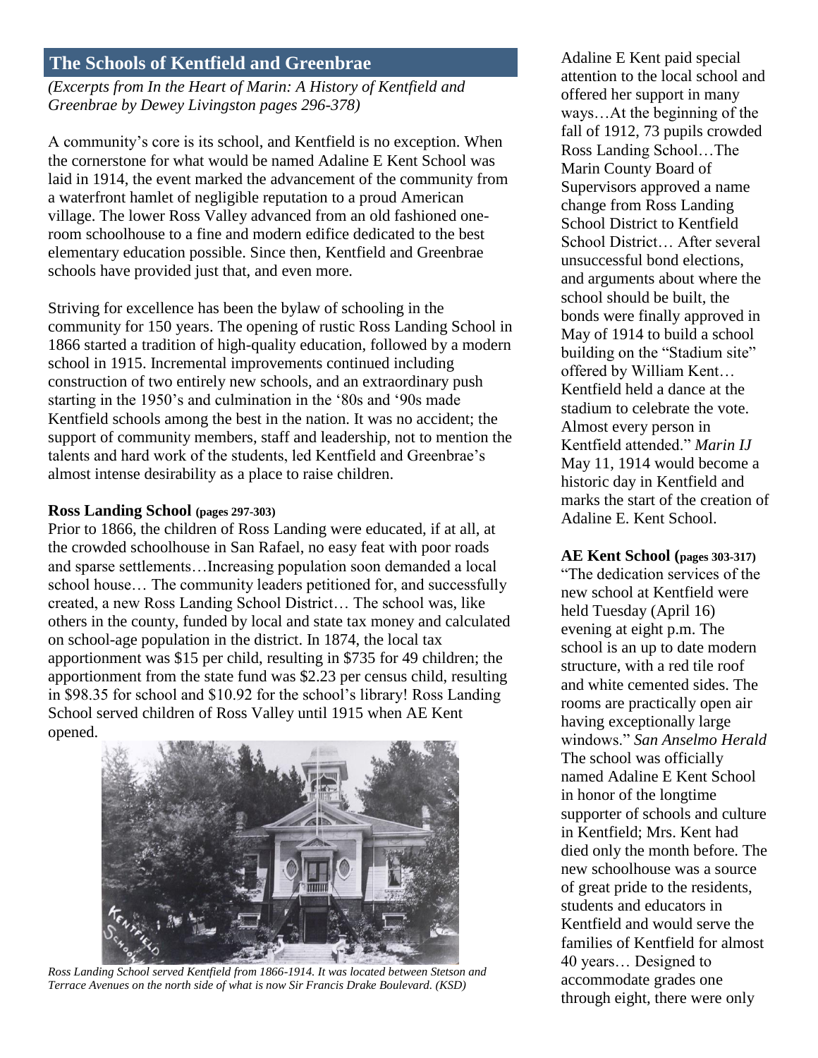## The Schools of Kentfield and Greenbrae

*(Excerpts from In the Heart of Marin: A History of Kentfield and Greenbrae by Dewey Livingston pages 296-378)*

A community's core is its school, and Kentfield is no exception. When the cornerstone for what would be named Adaline E Kent School was laid in 1914, the event marked the advancement of the community from a waterfront hamlet of negligible reputation to a proud American village. The lower Ross Valley advanced from an old fashioned one-room schoolhouse to a fine and modern edifice dedicated to the best elementary education possible. Since then, Kentfield and Greenbrae schools have provided just that, and even more.

Striving for excellence has been the bylaw of schooling in the community for 150 years. The opening of rustic Ross Landing School in 1866 started a tradition of high-quality education, followed by a modern school in 1915. Incremental improvements continued including construction of two entirely new schools, and an extraordinary push starting in the 1950's and culmination in the '80s and '90s made Kentfield schools among the best in the nation. It was no accident; the support of community members, staff and leadership, not to mention the talents and hard work of the students, led Kentfield and Greenbrae's almost intense desirability as a place to raise children.

### Ross Landing School (pages 297-303)

Prior to 1866, the children of Ross Landing were educated, if at all, at the crowded schoolhouse in San Rafael, no easy feat with poor roads and sparse settlements…Increasing population soon demanded a local school house… The community leaders petitioned for, and successfully created, a new Ross Landing School District… The school was, like others in the county, funded by local and state tax money and calculated on school-age population in the district. In 1874, the local tax apportionment was $15 per child, resulting in $735 for 49 children; the apportionment from the state fund was $2.23 per census child, resulting in $98.35 for school and $10.92 for the school's library! Ross Landing School served children of Ross Valley until 1915 when AE Kent opened.

*Ross Landing School served Kentfield from 1866-1914. It was located between Stetson and Terrace Avenues on the north side of what is now Sir Francis Drake Boulevard. (KSD)*

Adaline E Kent paid special attention to the local school and offered her support in many ways…At the beginning of the fall of 1912, 73 pupils crowded Ross Landing School…The Marin County Board of Supervisors approved a name change from Ross Landing School District to Kentfield School District… After several unsuccessful bond elections, and arguments about where the school should be built, the bonds were finally approved in May of 1914 to build a school building on the "Stadium site" offered by William Kent… Kentfield held a dance at the stadium to celebrate the vote. Almost every person in Kentfield attended." *Marin IJ* May 11, 1914 would become a historic day in Kentfield and marks the start of the creation of Adaline E. Kent School.

### AE Kent School (pages 303-317)

"The dedication services of the new school at Kentfield were held Tuesday (April 16) evening at eight p.m. The school is an up to date modern structure, with a red tile roof and white cemented sides. The rooms are practically open air having exceptionally large windows." *San Anselmo Herald* The school was officially named Adaline E Kent School in honor of the longtime supporter of schools and culture in Kentfield; Mrs. Kent had died only the month before. The new schoolhouse was a source of great pride to the residents, students and educators in Kentfield and would serve the families of Kentfield for almost 40 years… Designed to accommodate grades one through eight, there were only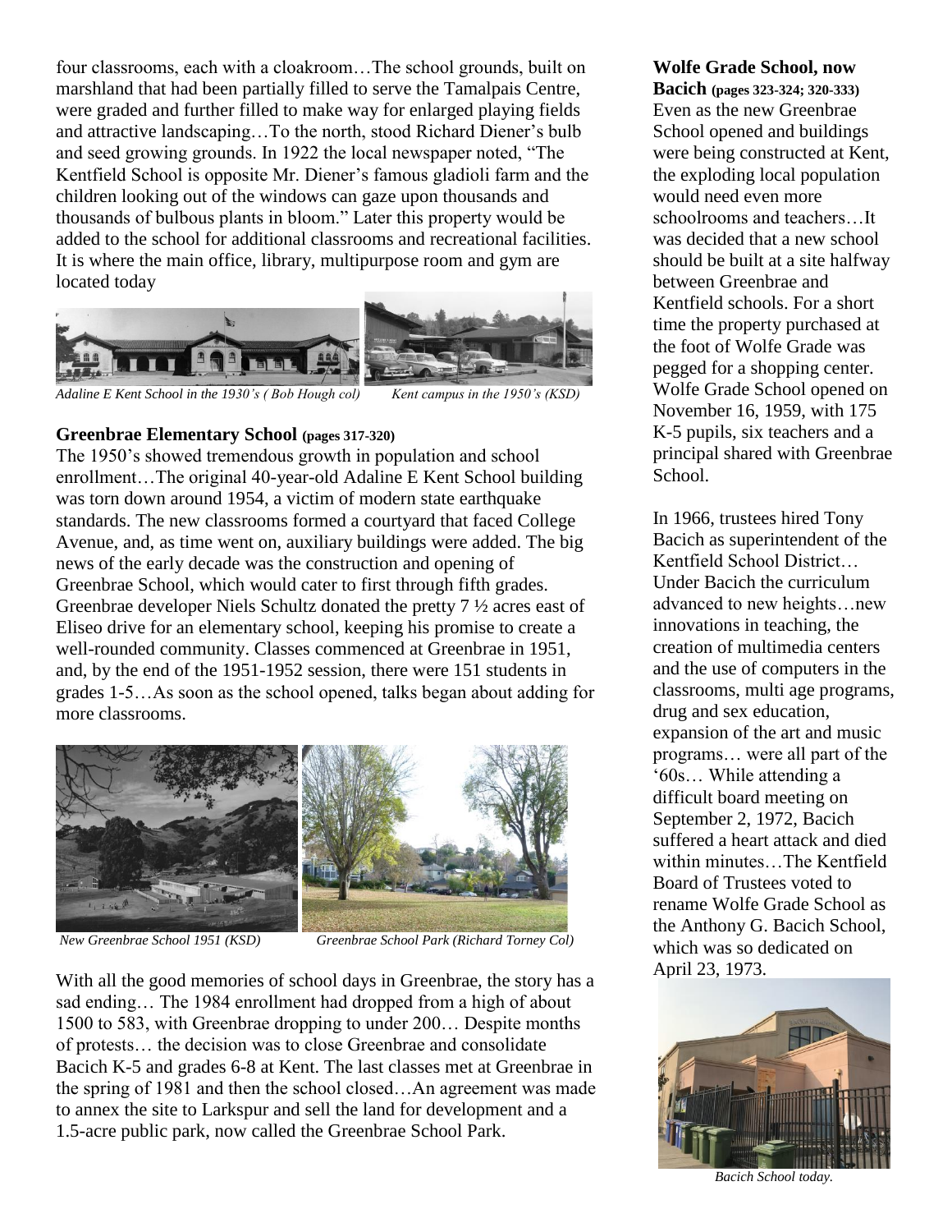four classrooms, each with a cloakroom…The school grounds, built on marshland that had been partially filled to serve the Tamalpais Centre, were graded and further filled to make way for enlarged playing fields and attractive landscaping…To the north, stood Richard Diener's bulb and seed growing grounds. In 1922 the local newspaper noted, "The Kentfield School is opposite Mr. Diener's famous gladioli farm and the children looking out of the windows can gaze upon thousands and thousands of bulbous plants in bloom." Later this property would be added to the school for additional classrooms and recreational facilities. It is where the main office, library, multipurpose room and gym are located today

*Adaline E Kent School in the 1930's ( Bob Hough col)*

*Kent campus in the 1950's (KSD)*

### Greenbrae Elementary School (pages 317-320)

The 1950's showed tremendous growth in population and school enrollment…The original 40-year-old Adaline E Kent School building was torn down around 1954, a victim of modern state earthquake standards. The new classrooms formed a courtyard that faced College Avenue, and, as time went on, auxiliary buildings were added. The big news of the early decade was the construction and opening of Greenbrae School, which would cater to first through fifth grades. Greenbrae developer Niels Schultz donated the pretty 7 ½ acres east of Eliseo drive for an elementary school, keeping his promise to create a well-rounded community. Classes commenced at Greenbrae in 1951, and, by the end of the 1951-1952 session, there were 151 students in grades 1-5…As soon as the school opened, talks began about adding for more classrooms.

*New Greenbrae School 1951 (KSD)*

*Greenbrae School Park (Richard Torney Col)*

With all the good memories of school days in Greenbrae, the story has a sad ending… The 1984 enrollment had dropped from a high of about 1500 to 583, with Greenbrae dropping to under 200… Despite months of protests… the decision was to close Greenbrae and consolidate Bacich K-5 and grades 6-8 at Kent. The last classes met at Greenbrae in the spring of 1981 and then the school closed…An agreement was made to annex the site to Larkspur and sell the land for development and a 1.5-acre public park, now called the Greenbrae School Park.

### Wolfe Grade School, now Bacich (pages 323-324; 320-333)

Even as the new Greenbrae School opened and buildings were being constructed at Kent, the exploding local population would need even more schoolrooms and teachers…It was decided that a new school should be built at a site halfway between Greenbrae and Kentfield schools. For a short time the property purchased at the foot of Wolfe Grade was pegged for a shopping center. Wolfe Grade School opened on November 16, 1959, with 175 K-5 pupils, six teachers and a principal shared with Greenbrae School.

In 1966, trustees hired Tony Bacich as superintendent of the Kentfield School District… Under Bacich the curriculum advanced to new heights…new innovations in teaching, the creation of multimedia centers and the use of computers in the classrooms, multi age programs, drug and sex education, expansion of the art and music programs… were all part of the '60s… While attending a difficult board meeting on September 2, 1972, Bacich suffered a heart attack and died within minutes…The Kentfield Board of Trustees voted to rename Wolfe Grade School as the Anthony G. Bacich School, which was so dedicated on April 23, 1973.

*Bacich School today.*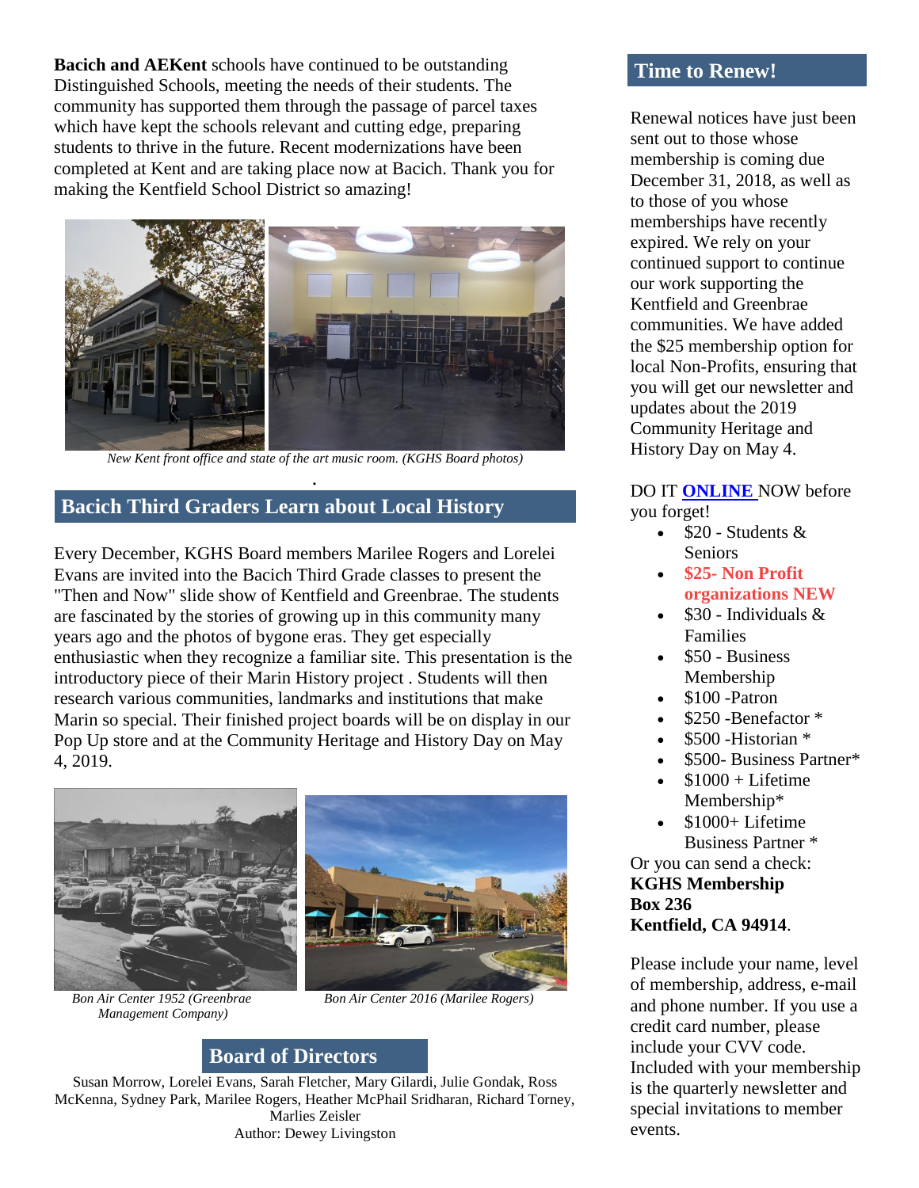**Bacich and AEKent** schools have continued to be outstanding Distinguished Schools, meeting the needs of their students. The community has supported them through the passage of parcel taxes which have kept the schools relevant and cutting edge, preparing students to thrive in the future. Recent modernizations have been completed at Kent and are taking place now at Bacich. Thank you for making the Kentfield School District so amazing!

*New Kent front office and state of the art music room. (KGHS Board photos)*

## Bacich Third Graders Learn about Local History

Every December, KGHS Board members Marilee Rogers and Lorelei Evans are invited into the Bacich Third Grade classes to present the "Then and Now" slide show of Kentfield and Greenbrae. The students are fascinated by the stories of growing up in this community many years ago and the photos of bygone eras. They get especially enthusiastic when they recognize a familiar site. This presentation is the introductory piece of their Marin History project . Students will then research various communities, landmarks and institutions that make Marin so special. Their finished project boards will be on display in our Pop Up store and at the Community Heritage and History Day on May 4, 2019.

*Bon Air Center 1952 (Greenbrae Management Company)*

*Bon Air Center 2016 (Marilee Rogers)*

## Board of Directors

Susan Morrow, Lorelei Evans, Sarah Fletcher, Mary Gilardi, Julie Gondak, Ross McKenna, Sydney Park, Marilee Rogers, Heather McPhail Sridharan, Richard Torney, Marlies Zeisler
Author: Dewey Livingston

## Time to Renew!

Renewal notices have just been sent out to those whose membership is coming due December 31, 2018, as well as to those of you whose memberships have recently expired. We rely on your continued support to continue our work supporting the Kentfield and Greenbrae communities. We have added the $25 membership option for local Non-Profits, ensuring that you will get our newsletter and updates about the 2019 Community Heritage and History Day on May 4.

DO IT **ONLINE** NOW before you forget!

- $20 - Students & Seniors
- **$25- Non Profit organizations NEW**
- $30 - Individuals & Families
- $50 - Business Membership
- $100 -Patron
- $250 -Benefactor *
- $500 -Historian *
- $500- Business Partner*
- $1000 + Lifetime Membership*
- $1000+ Lifetime Business Partner *

Or you can send a check:
**KGHS Membership**
**Box 236**
**Kentfield, CA 94914**.

Please include your name, level of membership, address, e-mail and phone number. If you use a credit card number, please include your CVV code. Included with your membership is the quarterly newsletter and special invitations to member events.